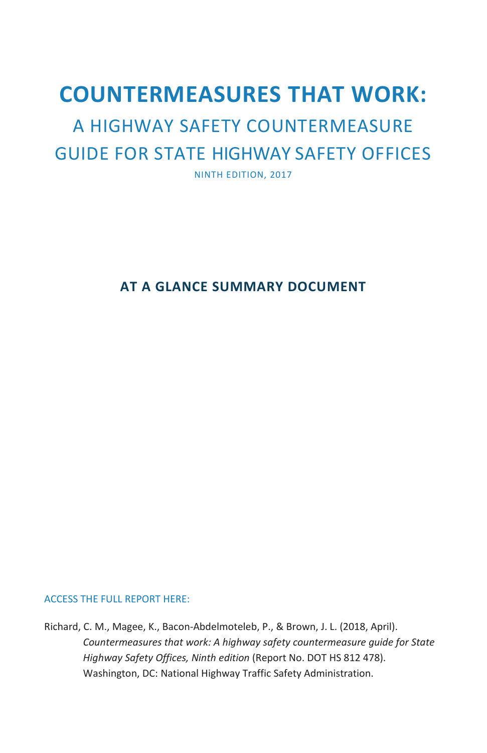# COUNTERMEASURES THAT WORK:

## A HIGHWAY SAFETY COUNTERMEASURE GUIDE FOR STATE HIGHWAY SAFETY OFFICES

NINTH EDITION, 2017

**AT A GLANCE SUMMARY DOCUMENT**

ACCESS THE FULL REPORT HERE:

Richard, C. M., Magee, K., Bacon-Abdelmoteleb, P., & Brown, J. L. (2018, April). *Countermeasures that work: A highway safety countermeasure guide for State Highway Safety Offices, Ninth edition* (Report No. DOT HS 812 478). Washington, DC: National Highway Traffic Safety Administration.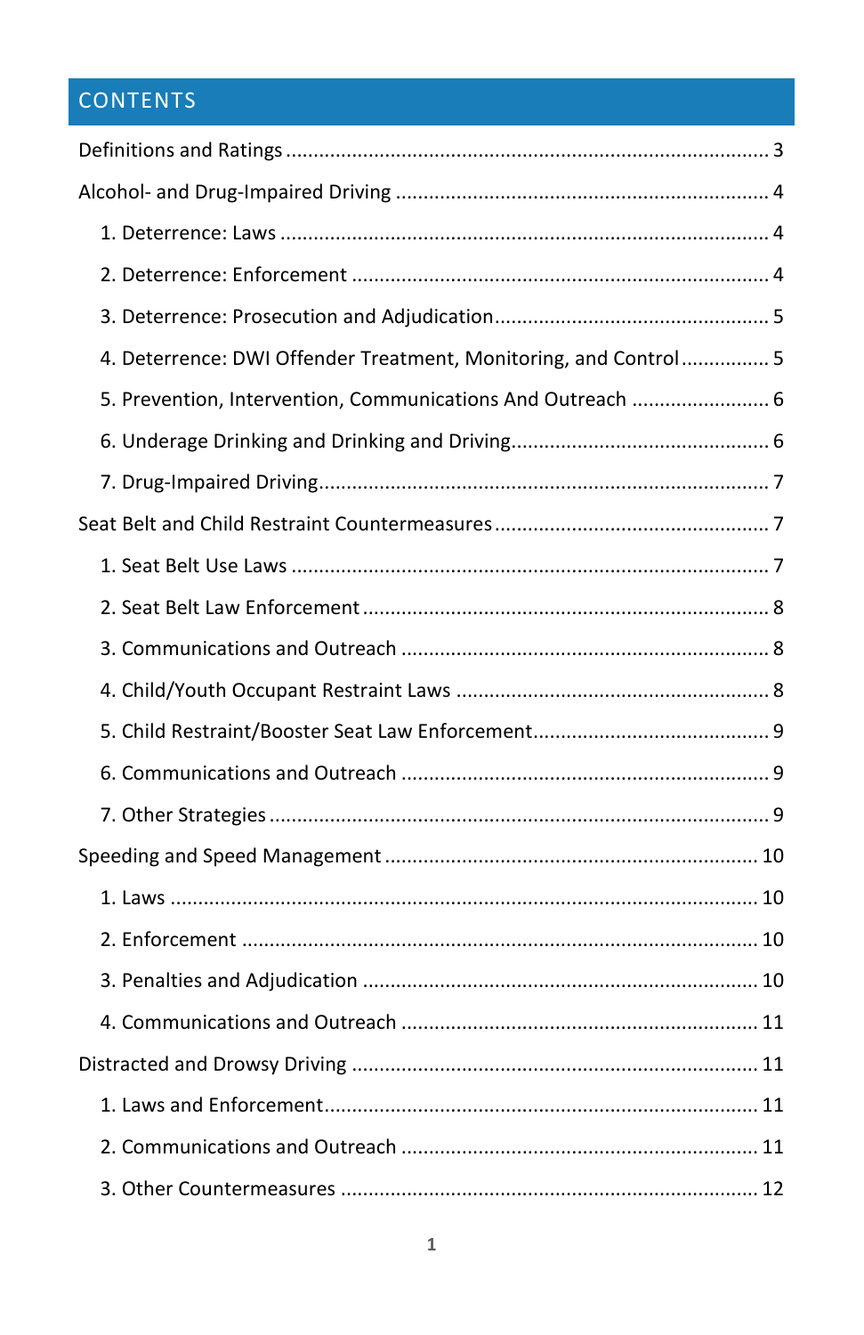# CONTENTS

Definitions and Ratings ........ 3

Alcohol- and Drug-Impaired Driving ........ 4

- 1. Deterrence: Laws ........ 4
- 2. Deterrence: Enforcement ........ 4
- 3. Deterrence: Prosecution and Adjudication ........ 5
- 4. Deterrence: DWI Offender Treatment, Monitoring, and Control ........ 5
- 5. Prevention, Intervention, Communications And Outreach ........ 6
- 6. Underage Drinking and Drinking and Driving ........ 6
- 7. Drug-Impaired Driving ........ 7

Seat Belt and Child Restraint Countermeasures ........ 7

- 1. Seat Belt Use Laws ........ 7
- 2. Seat Belt Law Enforcement ........ 8
- 3. Communications and Outreach ........ 8
- 4. Child/Youth Occupant Restraint Laws ........ 8
- 5. Child Restraint/Booster Seat Law Enforcement ........ 9
- 6. Communications and Outreach ........ 9
- 7. Other Strategies ........ 9

Speeding and Speed Management ........ 10

- 1. Laws ........ 10
- 2. Enforcement ........ 10
- 3. Penalties and Adjudication ........ 10
- 4. Communications and Outreach ........ 11

Distracted and Drowsy Driving ........ 11

- 1. Laws and Enforcement ........ 11
- 2. Communications and Outreach ........ 11
- 3. Other Countermeasures ........ 12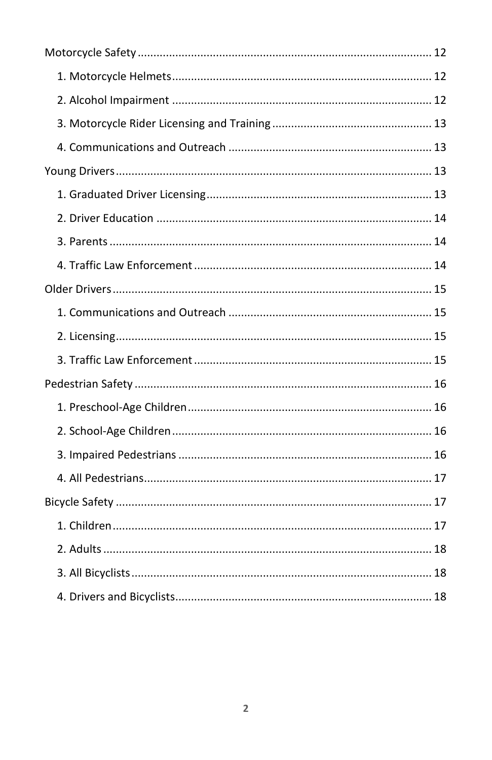Motorcycle Safety ........................................................................................ 12

  1. Motorcycle Helmets ................................................................................ 12

  2. Alcohol Impairment ................................................................................ 12

  3. Motorcycle Rider Licensing and Training .................................................. 13

  4. Communications and Outreach ............................................................... 13

Young Drivers ................................................................................................ 13

  1. Graduated Driver Licensing ..................................................................... 13

  2. Driver Education ..................................................................................... 14

  3. Parents .................................................................................................... 14

  4. Traffic Law Enforcement .......................................................................... 14

Older Drivers .................................................................................................. 15

  1. Communications and Outreach ............................................................... 15

  2. Licensing .................................................................................................. 15

  3. Traffic Law Enforcement .......................................................................... 15

Pedestrian Safety ........................................................................................... 16

  1. Preschool-Age Children ............................................................................ 16

  2. School-Age Children ................................................................................. 16

  3. Impaired Pedestrians ............................................................................... 16

  4. All Pedestrians .......................................................................................... 17

Bicycle Safety .................................................................................................. 17

  1. Children ................................................................................................... 17

  2. Adults ....................................................................................................... 18

  3. All Bicyclists ............................................................................................. 18

  4. Drivers and Bicyclists ............................................................................... 18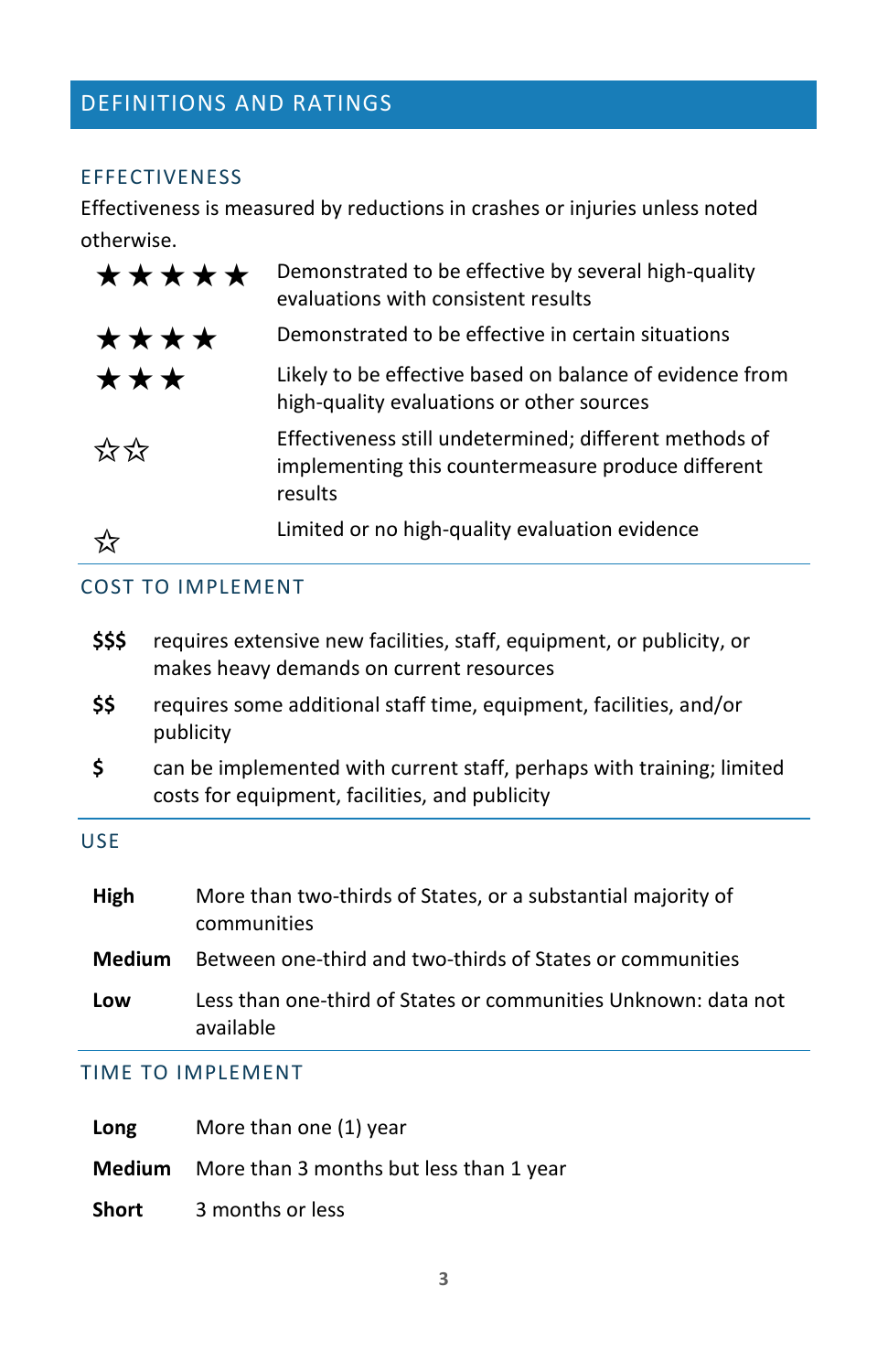## DEFINITIONS AND RATINGS

### EFFECTIVENESS

Effectiveness is measured by reductions in crashes or injuries unless noted otherwise.

| | |
|---|---|
| ★★★★★ | Demonstrated to be effective by several high-quality evaluations with consistent results |
| ★★★★ | Demonstrated to be effective in certain situations |
| ★★★ | Likely to be effective based on balance of evidence from high-quality evaluations or other sources |
| ☆☆ | Effectiveness still undetermined; different methods of implementing this countermeasure produce different results |
| ☆ | Limited or no high-quality evaluation evidence |

### COST TO IMPLEMENT

| | |
|---|---|
| **$$$** | requires extensive new facilities, staff, equipment, or publicity, or makes heavy demands on current resources |
| **$$** | requires some additional staff time, equipment, facilities, and/or publicity |
| **$** | can be implemented with current staff, perhaps with training; limited costs for equipment, facilities, and publicity |

### USE

| | |
|---|---|
| **High** | More than two-thirds of States, or a substantial majority of communities |
| **Medium** | Between one-third and two-thirds of States or communities |
| **Low** | Less than one-third of States or communities Unknown: data not available |

### TIME TO IMPLEMENT

| | |
|---|---|
| **Long** | More than one (1) year |
| **Medium** | More than 3 months but less than 1 year |
| **Short** | 3 months or less |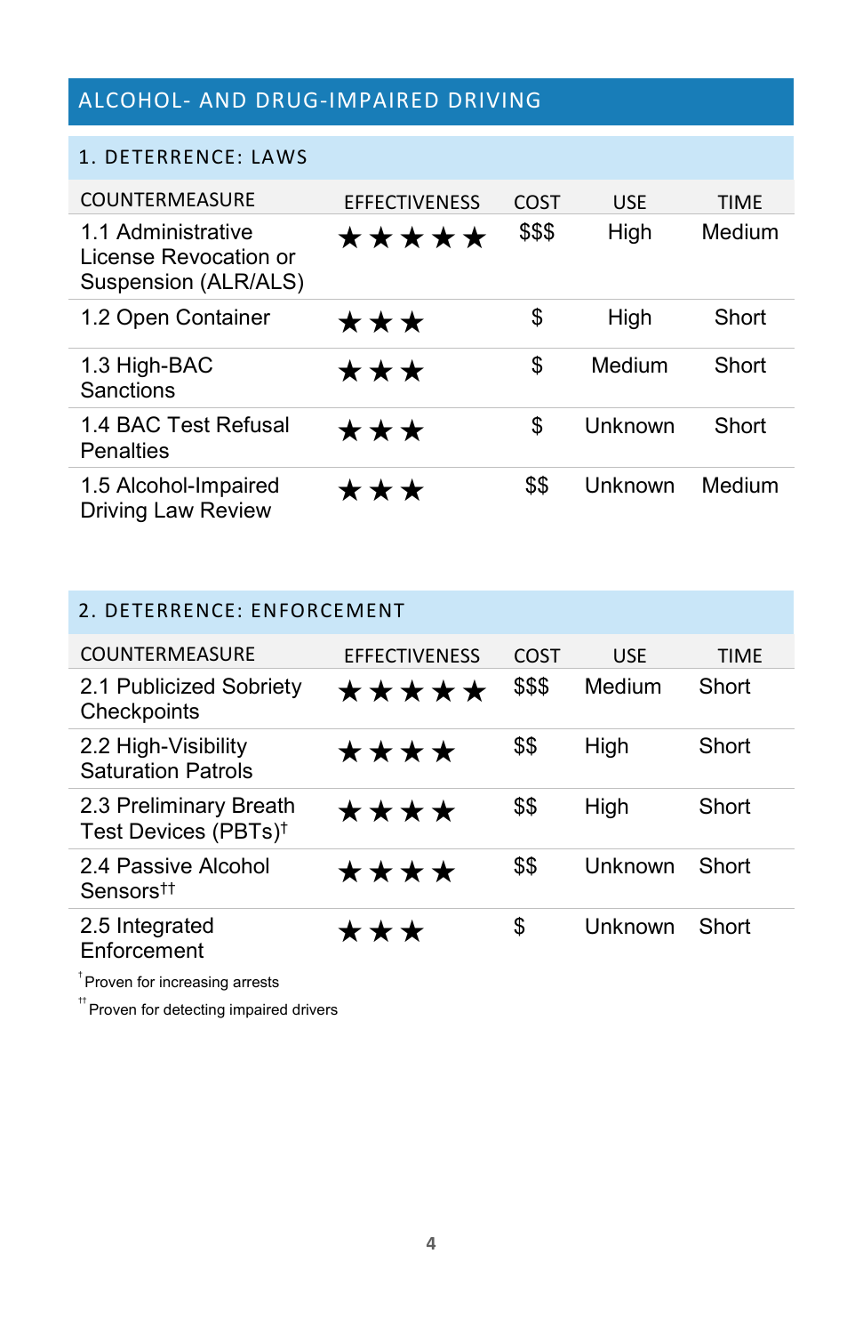# ALCOHOL- AND DRUG-IMPAIRED DRIVING

## 1. DETERRENCE: LAWS

| COUNTERMEASURE | EFFECTIVENESS | COST | USE | TIME |
|---|---|---|---|---|
| 1.1 Administrative License Revocation or Suspension (ALR/ALS) | ★★★★★ | $$$ | High | Medium |
| 1.2 Open Container | ★★★ | $ | High | Short |
| 1.3 High-BAC Sanctions | ★★★ | $ | Medium | Short |
| 1.4 BAC Test Refusal Penalties | ★★★ | $ | Unknown | Short |
| 1.5 Alcohol-Impaired Driving Law Review | ★★★ | $$ | Unknown | Medium |

## 2. DETERRENCE: ENFORCEMENT

| COUNTERMEASURE | EFFECTIVENESS | COST | USE | TIME |
|---|---|---|---|---|
| 2.1 Publicized Sobriety Checkpoints | ★★★★★ | $$$ | Medium | Short |
| 2.2 High-Visibility Saturation Patrols | ★★★★ | $$ | High | Short |
| 2.3 Preliminary Breath Test Devices (PBTs)† | ★★★★ | $$ | High | Short |
| 2.4 Passive Alcohol Sensors†† | ★★★★ | $$ | Unknown | Short |
| 2.5 Integrated Enforcement | ★★★ | $ | Unknown | Short |

† Proven for increasing arrests

†† Proven for detecting impaired drivers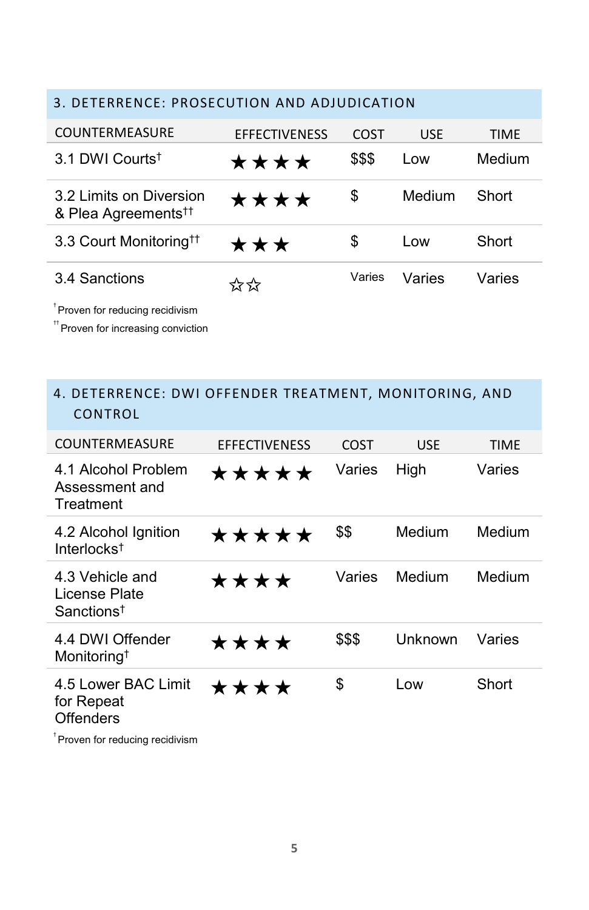## 3. DETERRENCE: PROSECUTION AND ADJUDICATION

| COUNTERMEASURE | EFFECTIVENESS | COST | USE | TIME |
|---|---|---|---|---|
| 3.1 DWI Courts† | ★★★★ | $$$ | Low | Medium |
| 3.2 Limits on Diversion & Plea Agreements†† | ★★★★ | $ | Medium | Short |
| 3.3 Court Monitoring†† | ★★★ | $ | Low | Short |
| 3.4 Sanctions | ☆☆ | Varies | Varies | Varies |

† Proven for reducing recidivism

†† Proven for increasing conviction

## 4. DETERRENCE: DWI OFFENDER TREATMENT, MONITORING, AND CONTROL

| COUNTERMEASURE | EFFECTIVENESS | COST | USE | TIME |
|---|---|---|---|---|
| 4.1 Alcohol Problem Assessment and Treatment | ★★★★★ | Varies | High | Varies |
| 4.2 Alcohol Ignition Interlocks† | ★★★★★ | $$ | Medium | Medium |
| 4.3 Vehicle and License Plate Sanctions† | ★★★★ | Varies | Medium | Medium |
| 4.4 DWI Offender Monitoring† | ★★★★ | $$$ | Unknown | Varies |
| 4.5 Lower BAC Limit for Repeat Offenders | ★★★★ | $ | Low | Short |

† Proven for reducing recidivism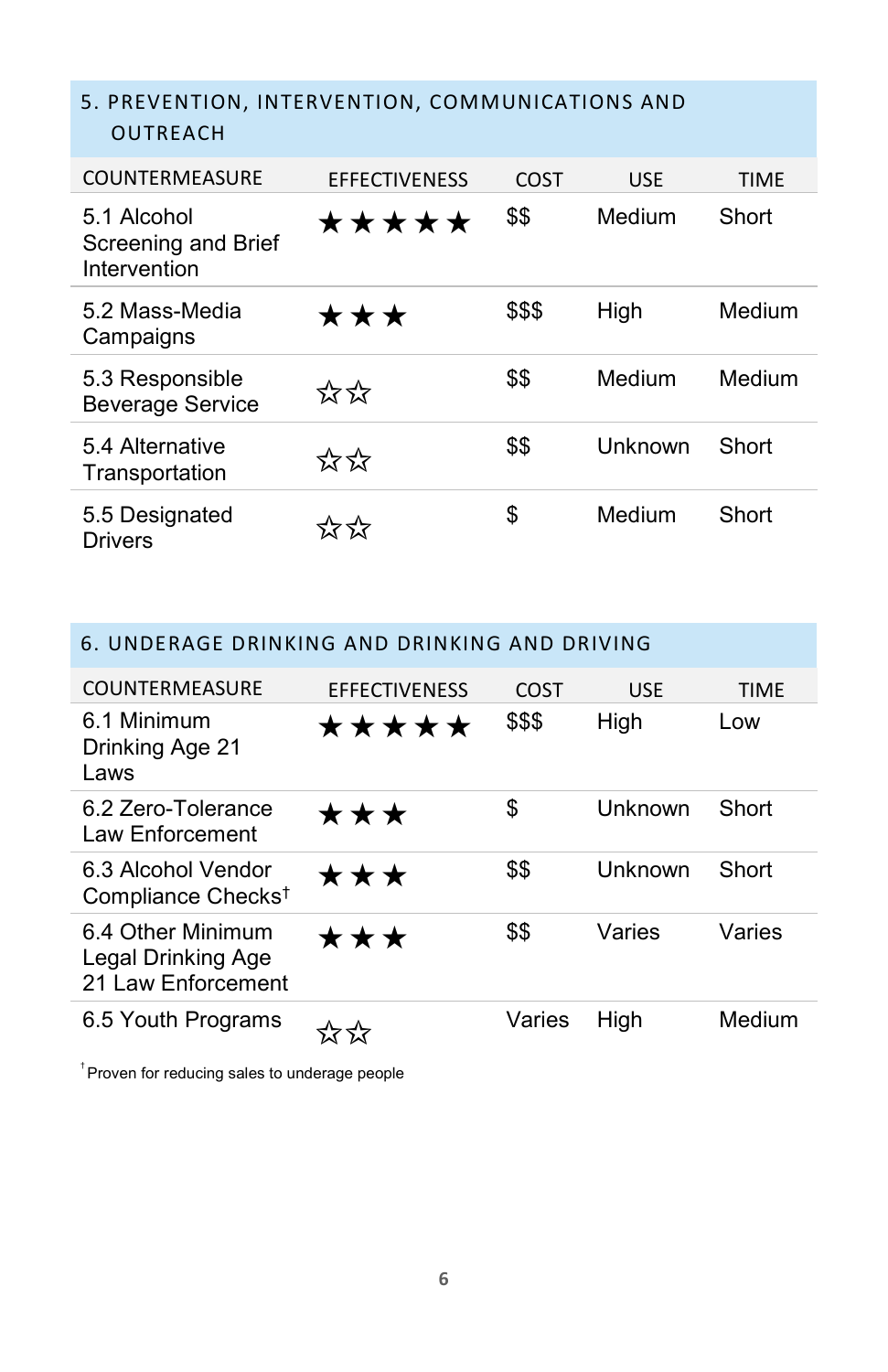## 5. PREVENTION, INTERVENTION, COMMUNICATIONS AND OUTREACH

| COUNTERMEASURE | EFFECTIVENESS | COST | USE | TIME |
|---|---|---|---|---|
| 5.1 Alcohol Screening and Brief Intervention | ★★★★★ | $$ | Medium | Short |
| 5.2 Mass-Media Campaigns | ★★★ | $$$ | High | Medium |
| 5.3 Responsible Beverage Service | ☆☆ | $$ | Medium | Medium |
| 5.4 Alternative Transportation | ☆☆ | $$ | Unknown | Short |
| 5.5 Designated Drivers | ☆☆ | $ | Medium | Short |

## 6. UNDERAGE DRINKING AND DRINKING AND DRIVING

| COUNTERMEASURE | EFFECTIVENESS | COST | USE | TIME |
|---|---|---|---|---|
| 6.1 Minimum Drinking Age 21 Laws | ★★★★★ | $$$ | High | Low |
| 6.2 Zero-Tolerance Law Enforcement | ★★★ | $ | Unknown | Short |
| 6.3 Alcohol Vendor Compliance Checks† | ★★★ | $$ | Unknown | Short |
| 6.4 Other Minimum Legal Drinking Age 21 Law Enforcement | ★★★ | $$ | Varies | Varies |
| 6.5 Youth Programs | ☆☆ | Varies | High | Medium |

† Proven for reducing sales to underage people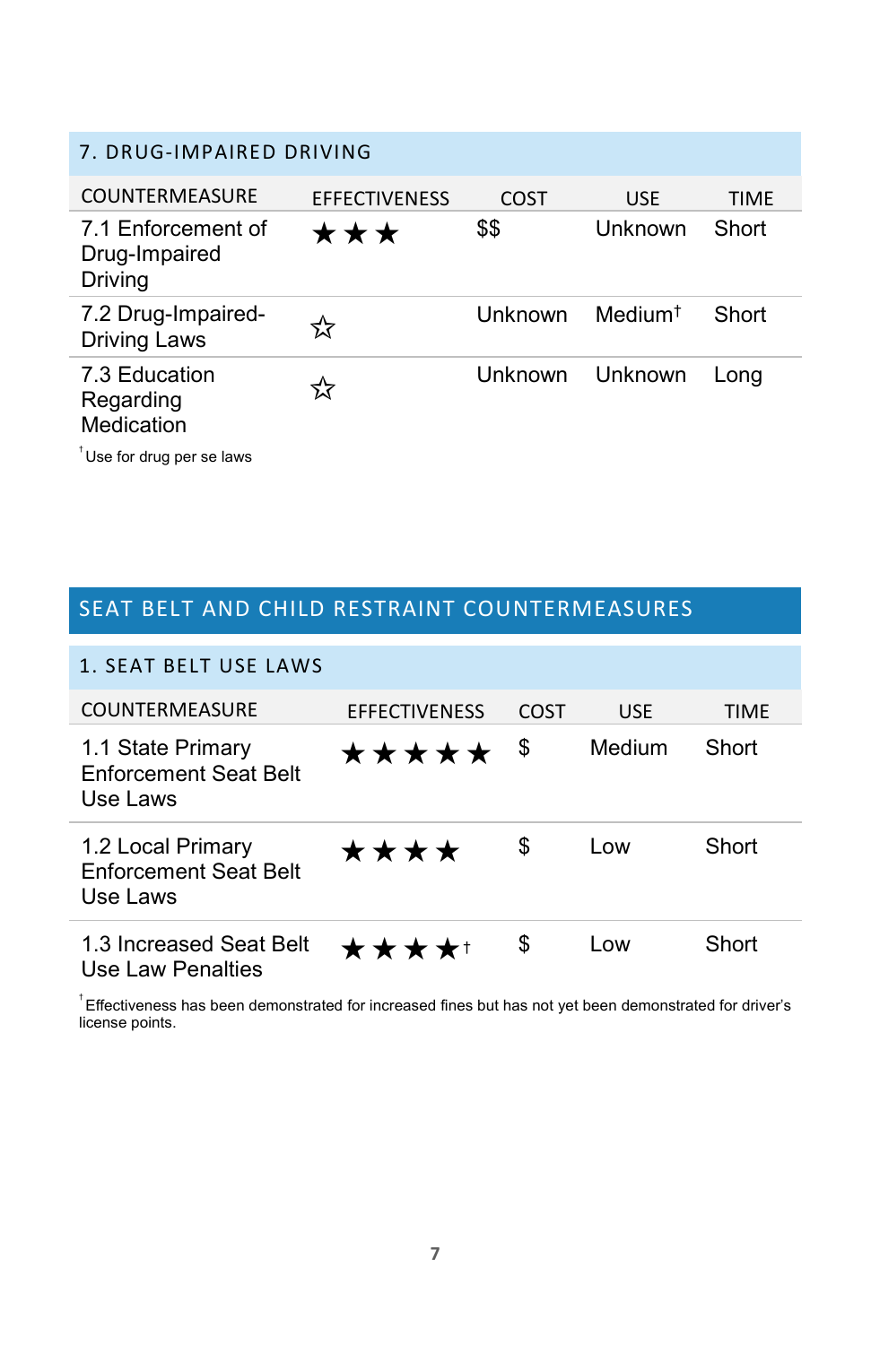## 7. DRUG-IMPAIRED DRIVING

| COUNTERMEASURE | EFFECTIVENESS | COST | USE | TIME |
|---|---|---|---|---|
| 7.1 Enforcement of Drug-Impaired Driving | ★★★ | $$ | Unknown | Short |
| 7.2 Drug-Impaired-Driving Laws | ☆ | Unknown | Medium† | Short |
| 7.3 Education Regarding Medication | ☆ | Unknown | Unknown | Long |

†Use for drug per se laws

# SEAT BELT AND CHILD RESTRAINT COUNTERMEASURES

## 1. SEAT BELT USE LAWS

| COUNTERMEASURE | EFFECTIVENESS | COST | USE | TIME |
|---|---|---|---|---|
| 1.1 State Primary Enforcement Seat Belt Use Laws | ★★★★★ | $ | Medium | Short |
| 1.2 Local Primary Enforcement Seat Belt Use Laws | ★★★★ | $ | Low | Short |
| 1.3 Increased Seat Belt Use Law Penalties | ★★★★† | $ | Low | Short |

†Effectiveness has been demonstrated for increased fines but has not yet been demonstrated for driver's license points.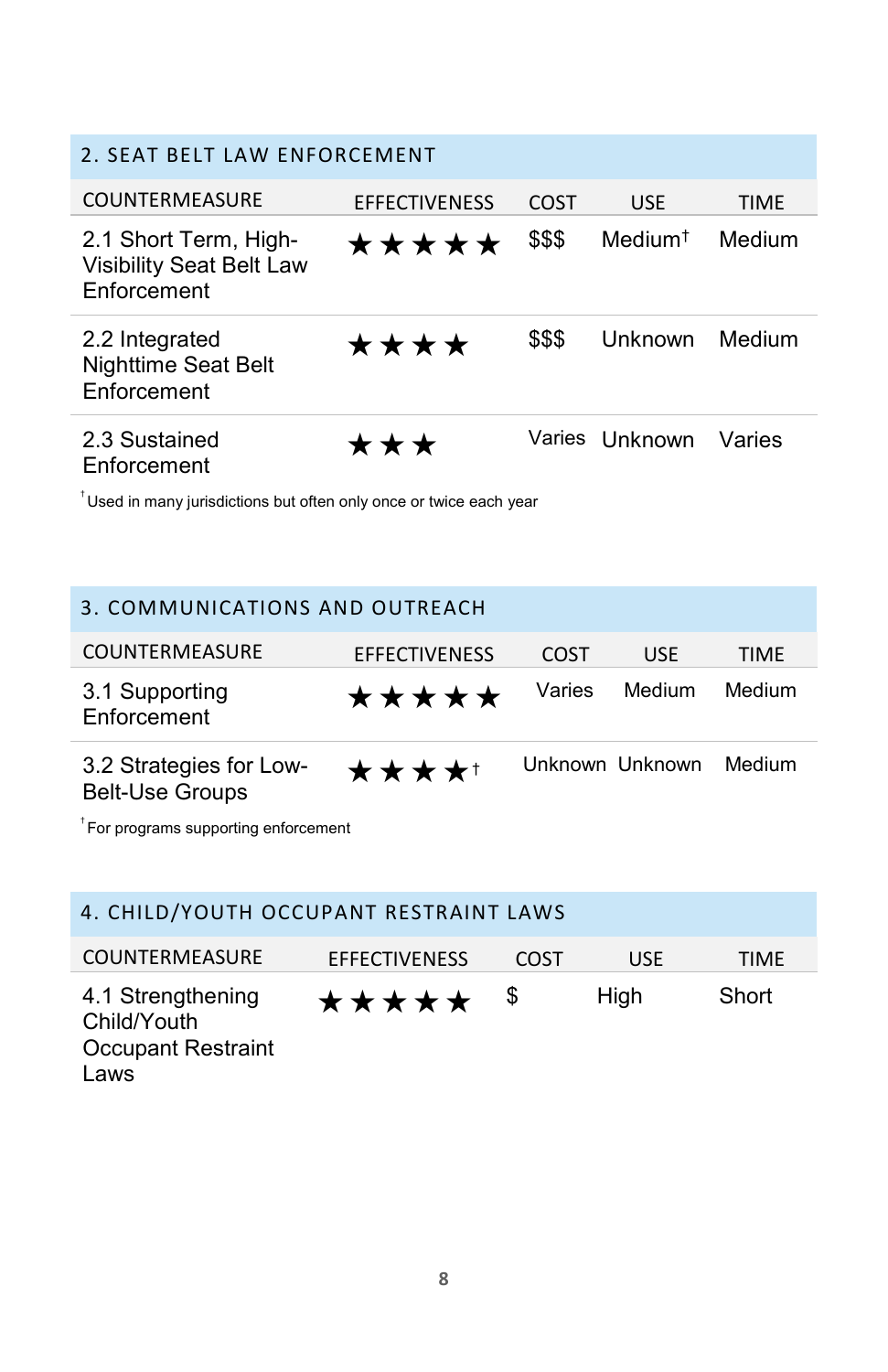## 2. SEAT BELT LAW ENFORCEMENT

| COUNTERMEASURE | EFFECTIVENESS | COST | USE | TIME |
|---|---|---|---|---|
| 2.1 Short Term, High-Visibility Seat Belt Law Enforcement | ★★★★★ | $$$ | Medium† | Medium |
| 2.2 Integrated Nighttime Seat Belt Enforcement | ★★★★ | $$$ | Unknown | Medium |
| 2.3 Sustained Enforcement | ★★★ | Varies | Unknown | Varies |

† Used in many jurisdictions but often only once or twice each year

## 3. COMMUNICATIONS AND OUTREACH

| COUNTERMEASURE | EFFECTIVENESS | COST | USE | TIME |
|---|---|---|---|---|
| 3.1 Supporting Enforcement | ★★★★★ | Varies | Medium | Medium |
| 3.2 Strategies for Low-Belt-Use Groups | ★★★★† | Unknown | Unknown | Medium |

† For programs supporting enforcement

## 4. CHILD/YOUTH OCCUPANT RESTRAINT LAWS

| COUNTERMEASURE | EFFECTIVENESS | COST | USE | TIME |
|---|---|---|---|---|
| 4.1 Strengthening Child/Youth Occupant Restraint Laws | ★★★★★ | $ | High | Short |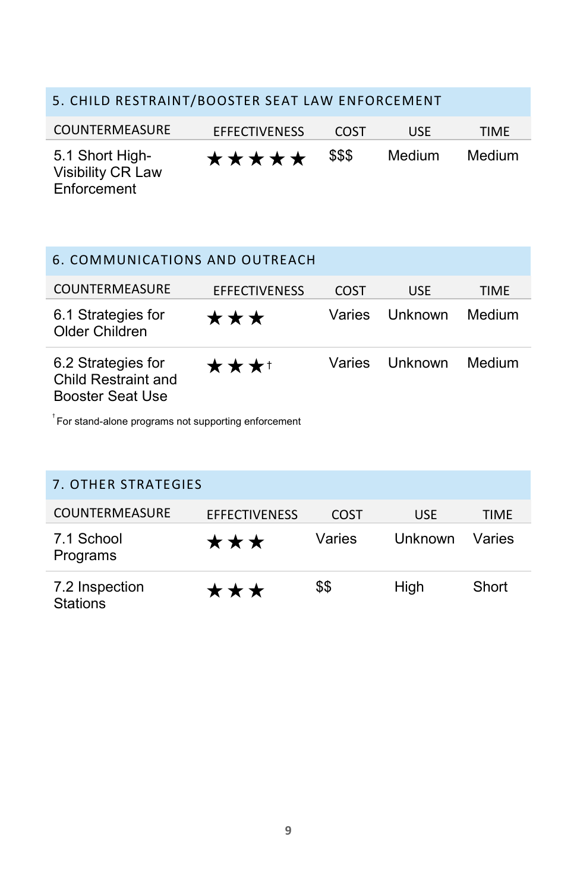## 5. CHILD RESTRAINT/BOOSTER SEAT LAW ENFORCEMENT

| COUNTERMEASURE | EFFECTIVENESS | COST | USE | TIME |
|---|---|---|---|---|
| 5.1 Short High-Visibility CR Law Enforcement | ★★★★★ | $$$ | Medium | Medium |

## 6. COMMUNICATIONS AND OUTREACH

| COUNTERMEASURE | EFFECTIVENESS | COST | USE | TIME |
|---|---|---|---|---|
| 6.1 Strategies for Older Children | ★★★ | Varies | Unknown | Medium |
| 6.2 Strategies for Child Restraint and Booster Seat Use | ★★★† | Varies | Unknown | Medium |

† For stand-alone programs not supporting enforcement

## 7. OTHER STRATEGIES

| COUNTERMEASURE | EFFECTIVENESS | COST | USE | TIME |
|---|---|---|---|---|
| 7.1 School Programs | ★★★ | Varies | Unknown | Varies |
| 7.2 Inspection Stations | ★★★ | $$ | High | Short |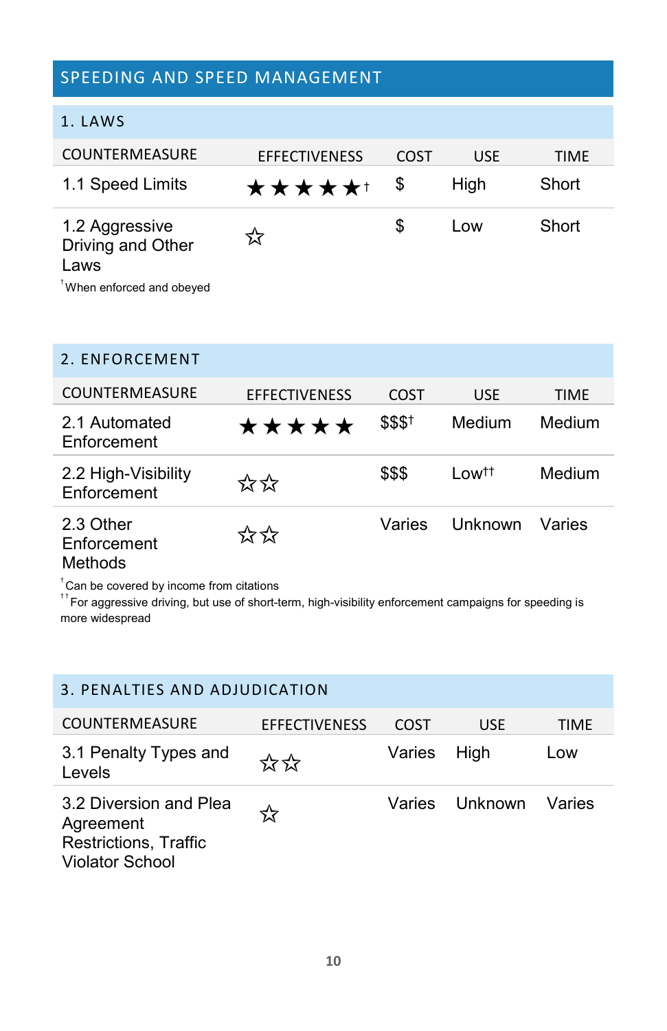# SPEEDING AND SPEED MANAGEMENT

## 1. LAWS

| COUNTERMEASURE | EFFECTIVENESS | COST | USE | TIME |
|---|---|---|---|---|
| 1.1 Speed Limits | ★★★★★† | $ | High | Short |
| 1.2 Aggressive Driving and Other Laws | ☆ | $ | Low | Short |

† When enforced and obeyed

## 2. ENFORCEMENT

| COUNTERMEASURE | EFFECTIVENESS | COST | USE | TIME |
|---|---|---|---|---|
| 2.1 Automated Enforcement | ★★★★★ | $$$† | Medium | Medium |
| 2.2 High-Visibility Enforcement | ☆☆ | $$$ | Low†† | Medium |
| 2.3 Other Enforcement Methods | ☆☆ | Varies | Unknown | Varies |

† Can be covered by income from citations

†† For aggressive driving, but use of short-term, high-visibility enforcement campaigns for speeding is more widespread

## 3. PENALTIES AND ADJUDICATION

| COUNTERMEASURE | EFFECTIVENESS | COST | USE | TIME |
|---|---|---|---|---|
| 3.1 Penalty Types and Levels | ☆☆ | Varies | High | Low |
| 3.2 Diversion and Plea Agreement Restrictions, Traffic Violator School | ☆ | Varies | Unknown | Varies |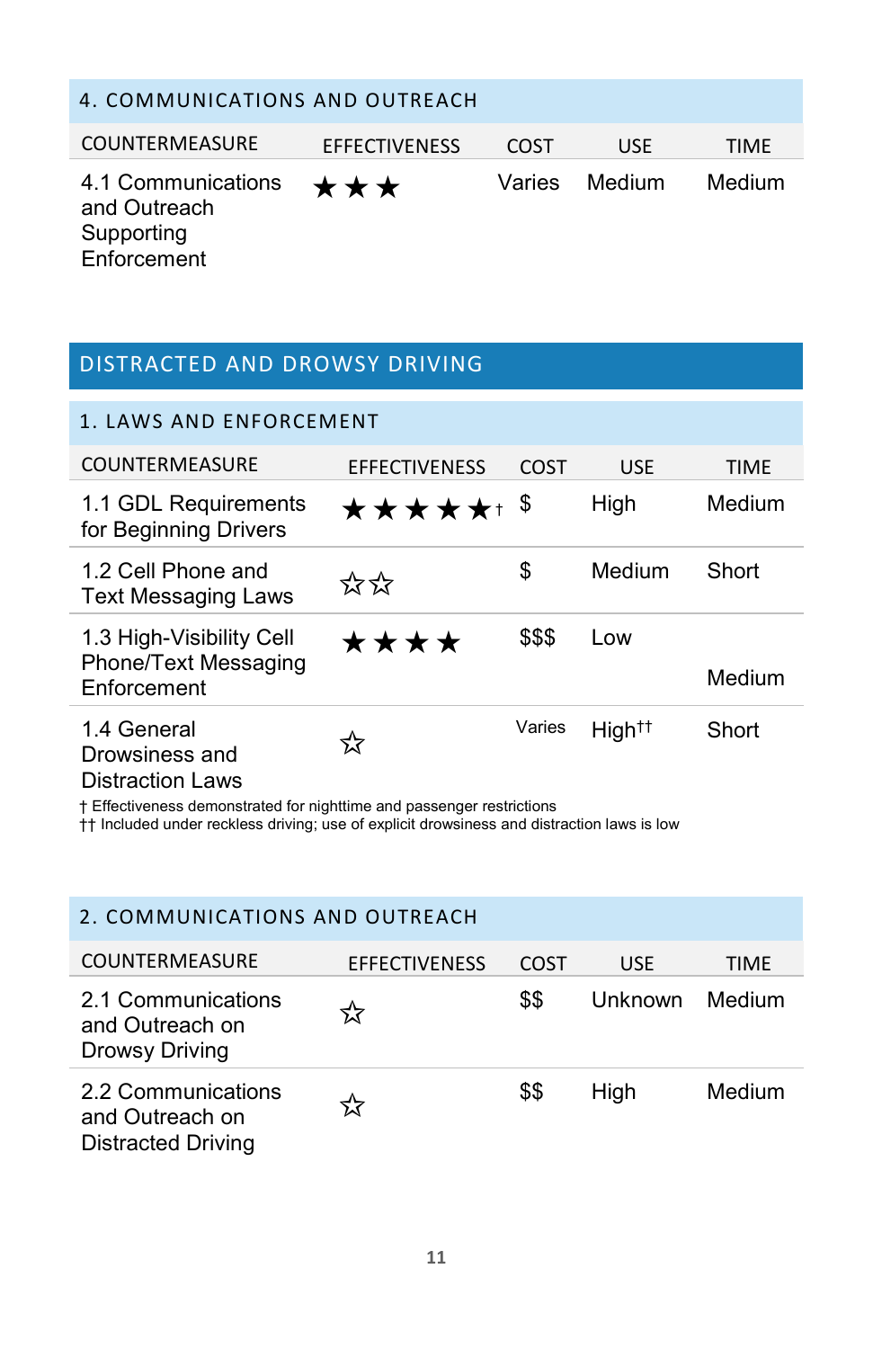## 4. COMMUNICATIONS AND OUTREACH

| COUNTERMEASURE | EFFECTIVENESS | COST | USE | TIME |
|---|---|---|---|---|
| 4.1 Communications and Outreach Supporting Enforcement | ★★★ | Varies | Medium | Medium |

# DISTRACTED AND DROWSY DRIVING

## 1. LAWS AND ENFORCEMENT

| COUNTERMEASURE | EFFECTIVENESS | COST | USE | TIME |
|---|---|---|---|---|
| 1.1 GDL Requirements for Beginning Drivers | ★★★★★† | $ | High | Medium |
| 1.2 Cell Phone and Text Messaging Laws | ☆☆ | $ | Medium | Short |
| 1.3 High-Visibility Cell Phone/Text Messaging Enforcement | ★★★★ | $$$ | Low | Medium |
| 1.4 General Drowsiness and Distraction Laws | ☆ | Varies | High†† | Short |

† Effectiveness demonstrated for nighttime and passenger restrictions
†† Included under reckless driving; use of explicit drowsiness and distraction laws is low

## 2. COMMUNICATIONS AND OUTREACH

| COUNTERMEASURE | EFFECTIVENESS | COST | USE | TIME |
|---|---|---|---|---|
| 2.1 Communications and Outreach on Drowsy Driving | ☆ | $$ | Unknown | Medium |
| 2.2 Communications and Outreach on Distracted Driving | ☆ | $$ | High | Medium |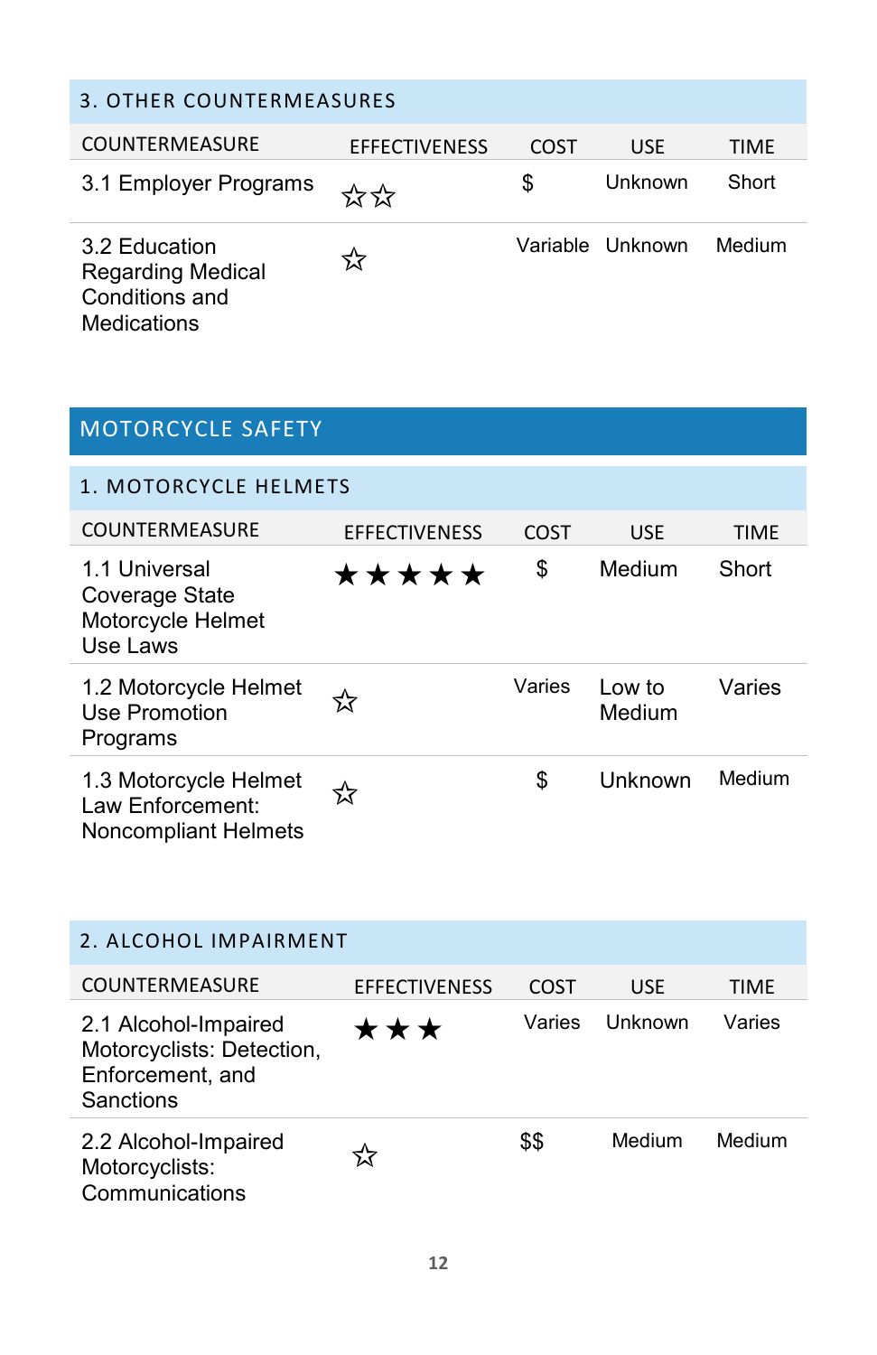## 3. OTHER COUNTERMEASURES

| COUNTERMEASURE | EFFECTIVENESS | COST | USE | TIME |
|---|---|---|---|---|
| 3.1 Employer Programs | ☆☆ | $ | Unknown | Short |
| 3.2 Education Regarding Medical Conditions and Medications | ☆ | Variable | Unknown | Medium |

# MOTORCYCLE SAFETY

## 1. MOTORCYCLE HELMETS

| COUNTERMEASURE | EFFECTIVENESS | COST | USE | TIME |
|---|---|---|---|---|
| 1.1 Universal Coverage State Motorcycle Helmet Use Laws | ★★★★★ | $ | Medium | Short |
| 1.2 Motorcycle Helmet Use Promotion Programs | ☆ | Varies | Low to Medium | Varies |
| 1.3 Motorcycle Helmet Law Enforcement: Noncompliant Helmets | ☆ | $ | Unknown | Medium |

## 2. ALCOHOL IMPAIRMENT

| COUNTERMEASURE | EFFECTIVENESS | COST | USE | TIME |
|---|---|---|---|---|
| 2.1 Alcohol-Impaired Motorcyclists: Detection, Enforcement, and Sanctions | ★★★ | Varies | Unknown | Varies |
| 2.2 Alcohol-Impaired Motorcyclists: Communications | ☆ | $$ | Medium | Medium |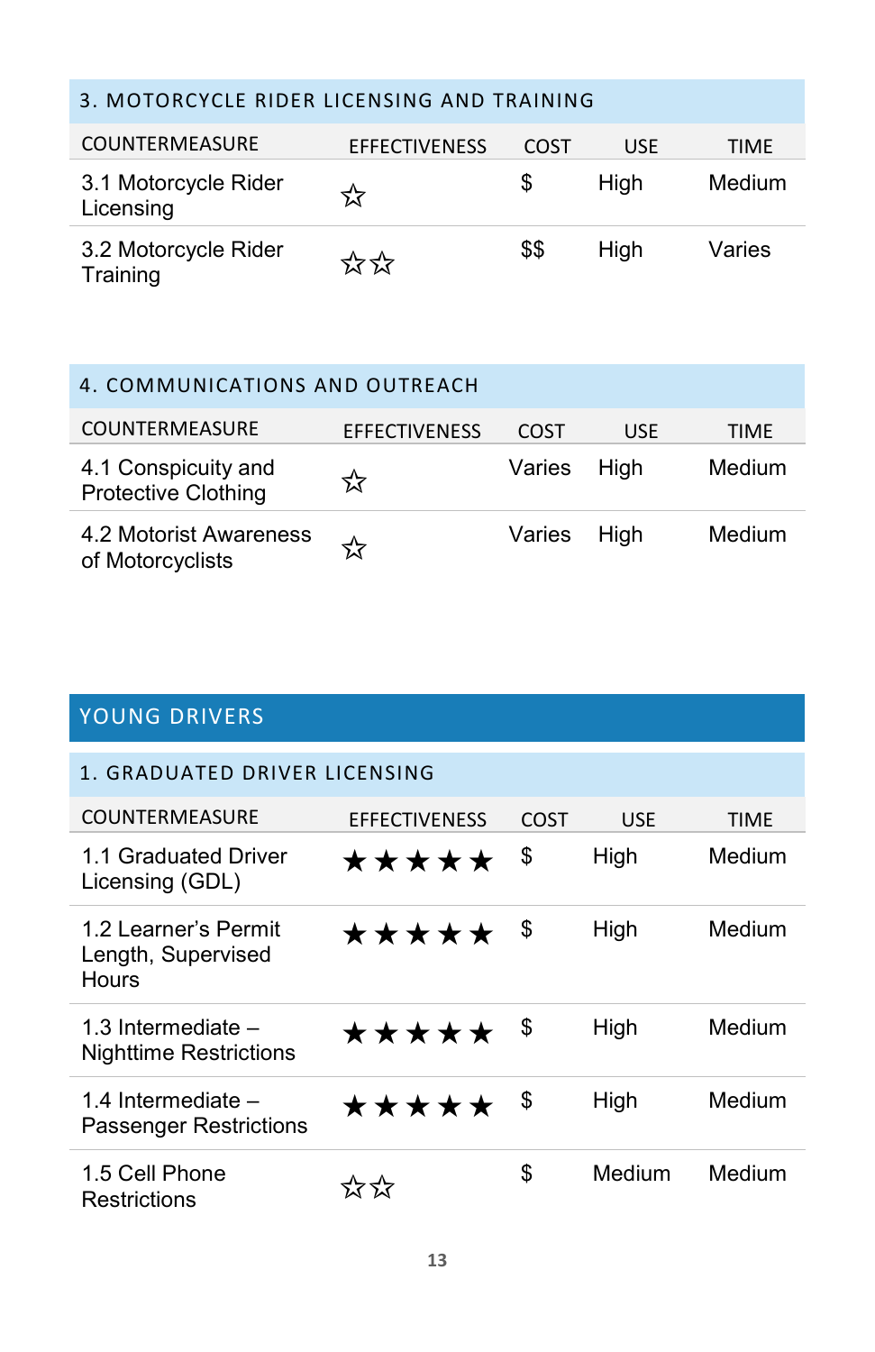### 3. MOTORCYCLE RIDER LICENSING AND TRAINING

| COUNTERMEASURE | EFFECTIVENESS | COST | USE | TIME |
|---|---|---|---|---|
| 3.1 Motorcycle Rider Licensing | ☆ | $ | High | Medium |
| 3.2 Motorcycle Rider Training | ☆☆ | $$ | High | Varies |

### 4. COMMUNICATIONS AND OUTREACH

| COUNTERMEASURE | EFFECTIVENESS | COST | USE | TIME |
|---|---|---|---|---|
| 4.1 Conspicuity and Protective Clothing | ☆ | Varies | High | Medium |
| 4.2 Motorist Awareness of Motorcyclists | ☆ | Varies | High | Medium |

## YOUNG DRIVERS

### 1. GRADUATED DRIVER LICENSING

| COUNTERMEASURE | EFFECTIVENESS | COST | USE | TIME |
|---|---|---|---|---|
| 1.1 Graduated Driver Licensing (GDL) | ★★★★★ | $ | High | Medium |
| 1.2 Learner's Permit Length, Supervised Hours | ★★★★★ | $ | High | Medium |
| 1.3 Intermediate – Nighttime Restrictions | ★★★★★ | $ | High | Medium |
| 1.4 Intermediate – Passenger Restrictions | ★★★★★ | $ | High | Medium |
| 1.5 Cell Phone Restrictions | ☆☆ | $ | Medium | Medium |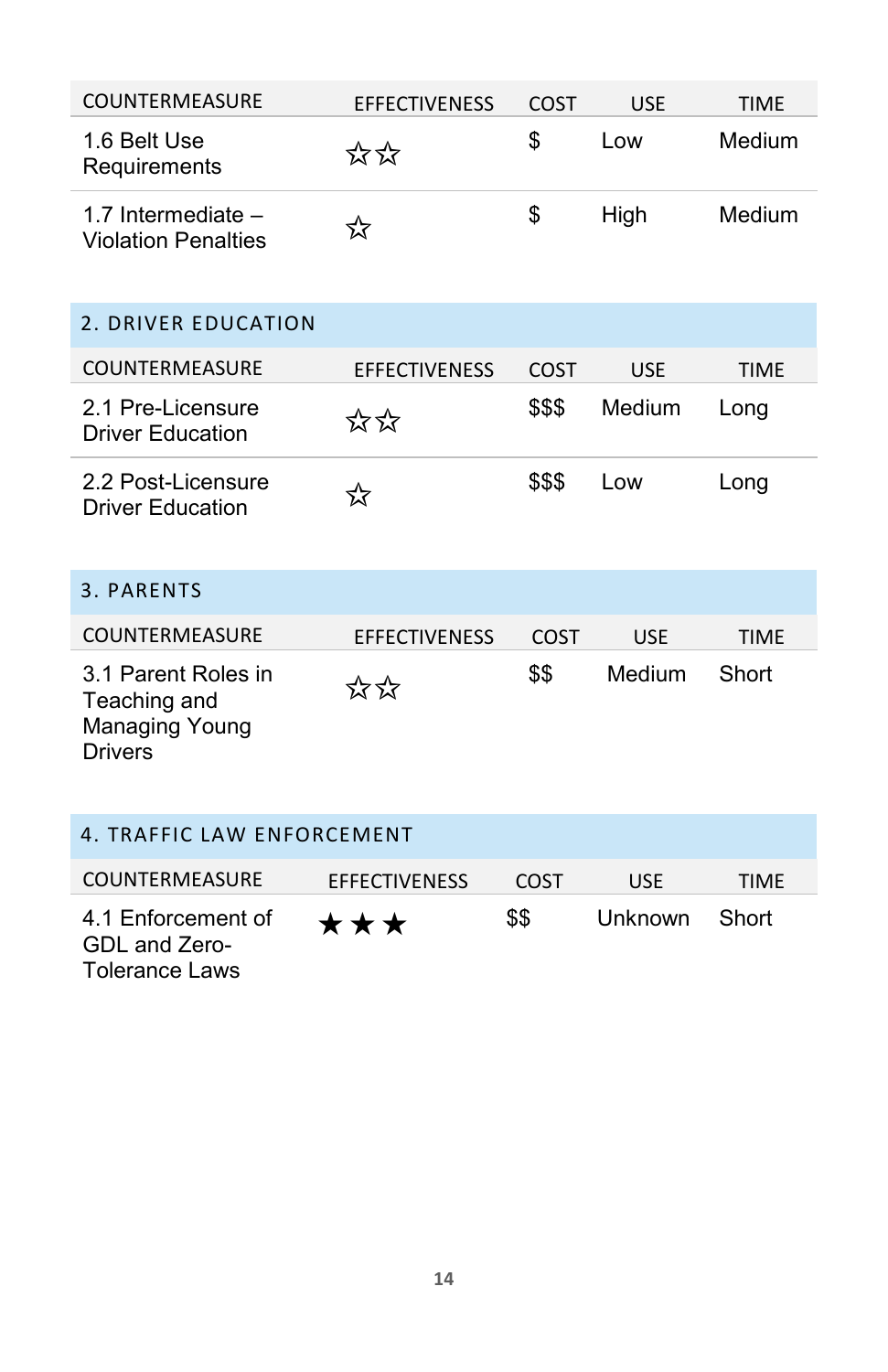| COUNTERMEASURE | EFFECTIVENESS | COST | USE | TIME |
| --- | --- | --- | --- | --- |
| 1.6 Belt Use Requirements | ☆☆ | $ | Low | Medium |
| 1.7 Intermediate – Violation Penalties | ☆ | $ | High | Medium |

## 2. DRIVER EDUCATION

| COUNTERMEASURE | EFFECTIVENESS | COST | USE | TIME |
| --- | --- | --- | --- | --- |
| 2.1 Pre-Licensure Driver Education | ☆☆ | $$$ | Medium | Long |
| 2.2 Post-Licensure Driver Education | ☆ | $$$ | Low | Long |

## 3. PARENTS

| COUNTERMEASURE | EFFECTIVENESS | COST | USE | TIME |
| --- | --- | --- | --- | --- |
| 3.1 Parent Roles in Teaching and Managing Young Drivers | ☆☆ | $$ | Medium | Short |

## 4. TRAFFIC LAW ENFORCEMENT

| COUNTERMEASURE | EFFECTIVENESS | COST | USE | TIME |
| --- | --- | --- | --- | --- |
| 4.1 Enforcement of GDL and Zero-Tolerance Laws | ★★★ | $$ | Unknown | Short |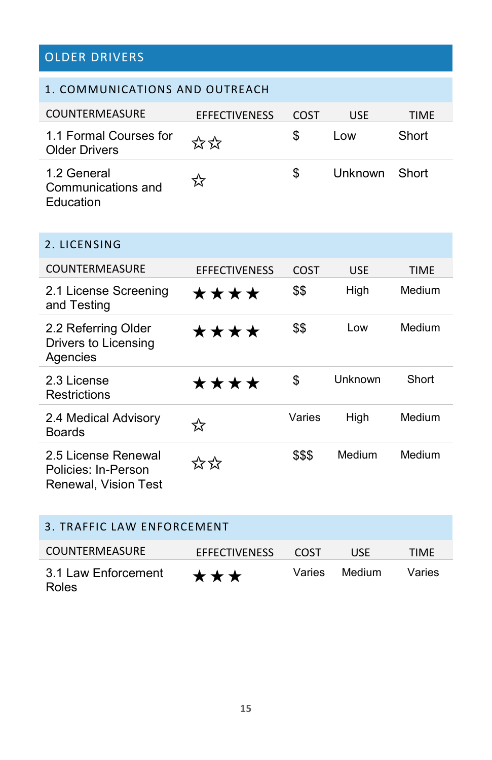# OLDER DRIVERS

## 1. COMMUNICATIONS AND OUTREACH

| COUNTERMEASURE | EFFECTIVENESS | COST | USE | TIME |
|---|---|---|---|---|
| 1.1 Formal Courses for Older Drivers | ☆☆ | $ | Low | Short |
| 1.2 General Communications and Education | ☆ | $ | Unknown | Short |

## 2. LICENSING

| COUNTERMEASURE | EFFECTIVENESS | COST | USE | TIME |
|---|---|---|---|---|
| 2.1 License Screening and Testing | ★★★★ | $$ | High | Medium |
| 2.2 Referring Older Drivers to Licensing Agencies | ★★★★ | $$ | Low | Medium |
| 2.3 License Restrictions | ★★★★ | $ | Unknown | Short |
| 2.4 Medical Advisory Boards | ☆ | Varies | High | Medium |
| 2.5 License Renewal Policies: In-Person Renewal, Vision Test | ☆☆ | $$$ | Medium | Medium |

## 3. TRAFFIC LAW ENFORCEMENT

| COUNTERMEASURE | EFFECTIVENESS | COST | USE | TIME |
|---|---|---|---|---|
| 3.1 Law Enforcement Roles | ★★★ | Varies | Medium | Varies |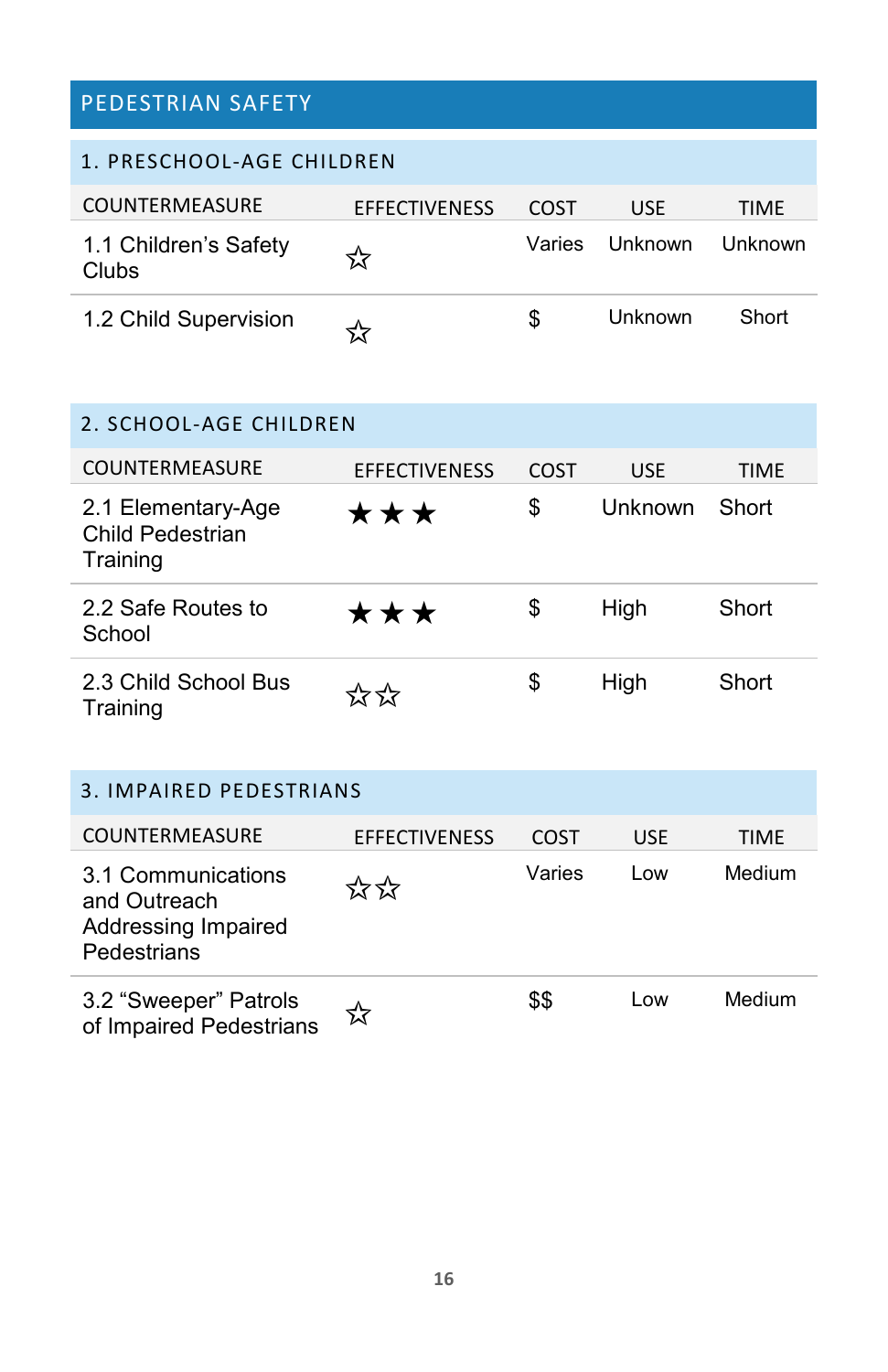## PEDESTRIAN SAFETY

### 1. PRESCHOOL-AGE CHILDREN

| COUNTERMEASURE | EFFECTIVENESS | COST | USE | TIME |
|---|---|---|---|---|
| 1.1 Children's Safety Clubs | ☆ | Varies | Unknown | Unknown |
| 1.2 Child Supervision | ☆ | $ | Unknown | Short |

### 2. SCHOOL-AGE CHILDREN

| COUNTERMEASURE | EFFECTIVENESS | COST | USE | TIME |
|---|---|---|---|---|
| 2.1 Elementary-Age Child Pedestrian Training | ★★★ | $ | Unknown | Short |
| 2.2 Safe Routes to School | ★★★ | $ | High | Short |
| 2.3 Child School Bus Training | ☆☆ | $ | High | Short |

### 3. IMPAIRED PEDESTRIANS

| COUNTERMEASURE | EFFECTIVENESS | COST | USE | TIME |
|---|---|---|---|---|
| 3.1 Communications and Outreach Addressing Impaired Pedestrians | ☆☆ | Varies | Low | Medium |
| 3.2 "Sweeper" Patrols of Impaired Pedestrians | ☆ | $$ | Low | Medium |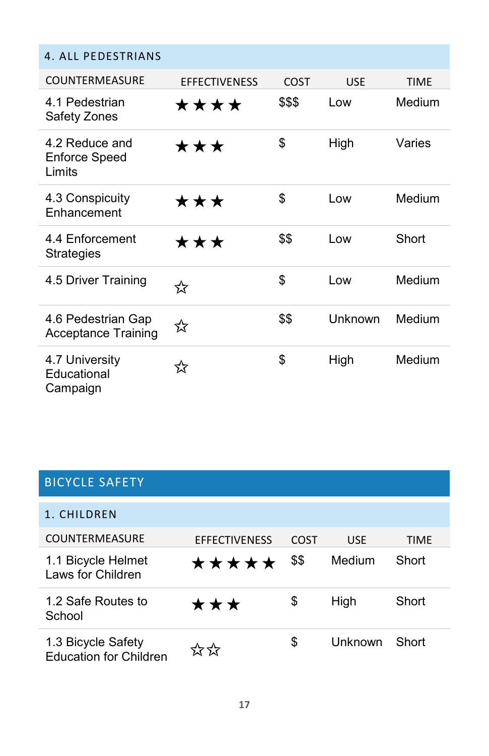## 4. ALL PEDESTRIANS

| COUNTERMEASURE | EFFECTIVENESS | COST | USE | TIME |
|---|---|---|---|---|
| 4.1 Pedestrian Safety Zones | ★★★★ | $$$ | Low | Medium |
| 4.2 Reduce and Enforce Speed Limits | ★★★ | $ | High | Varies |
| 4.3 Conspicuity Enhancement | ★★★ | $ | Low | Medium |
| 4.4 Enforcement Strategies | ★★★ | $$ | Low | Short |
| 4.5 Driver Training | ☆ | $ | Low | Medium |
| 4.6 Pedestrian Gap Acceptance Training | ☆ | $$ | Unknown | Medium |
| 4.7 University Educational Campaign | ☆ | $ | High | Medium |

# BICYCLE SAFETY

## 1. CHILDREN

| COUNTERMEASURE | EFFECTIVENESS | COST | USE | TIME |
|---|---|---|---|---|
| 1.1 Bicycle Helmet Laws for Children | ★★★★★ | $$ | Medium | Short |
| 1.2 Safe Routes to School | ★★★ | $ | High | Short |
| 1.3 Bicycle Safety Education for Children | ☆☆ | $ | Unknown | Short |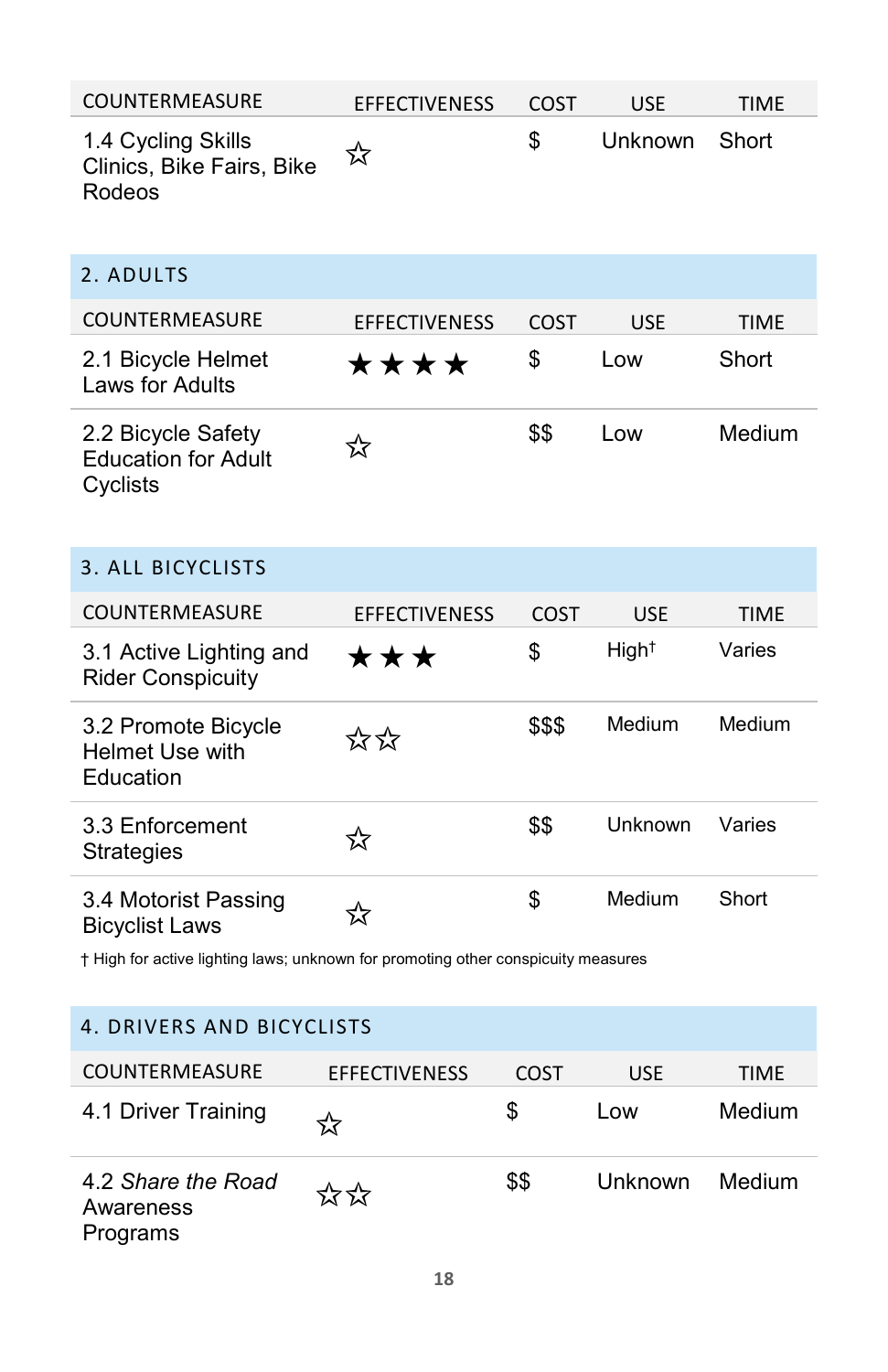| COUNTERMEASURE | EFFECTIVENESS | COST | USE | TIME |
|---|---|---|---|---|
| 1.4 Cycling Skills Clinics, Bike Fairs, Bike Rodeos | ☆ | $ | Unknown | Short |

## 2. ADULTS

| COUNTERMEASURE | EFFECTIVENESS | COST | USE | TIME |
|---|---|---|---|---|
| 2.1 Bicycle Helmet Laws for Adults | ★★★★ | $ | Low | Short |
| 2.2 Bicycle Safety Education for Adult Cyclists | ☆ | $$ | Low | Medium |

## 3. ALL BICYCLISTS

| COUNTERMEASURE | EFFECTIVENESS | COST | USE | TIME |
|---|---|---|---|---|
| 3.1 Active Lighting and Rider Conspicuity | ★★★ | $ | High† | Varies |
| 3.2 Promote Bicycle Helmet Use with Education | ☆☆ | $$$ | Medium | Medium |
| 3.3 Enforcement Strategies | ☆ | $$ | Unknown | Varies |
| 3.4 Motorist Passing Bicyclist Laws | ☆ | $ | Medium | Short |

† High for active lighting laws; unknown for promoting other conspicuity measures

## 4. DRIVERS AND BICYCLISTS

| COUNTERMEASURE | EFFECTIVENESS | COST | USE | TIME |
|---|---|---|---|---|
| 4.1 Driver Training | ☆ | $ | Low | Medium |
| 4.2 *Share the Road* Awareness Programs | ☆☆ | $$ | Unknown | Medium |